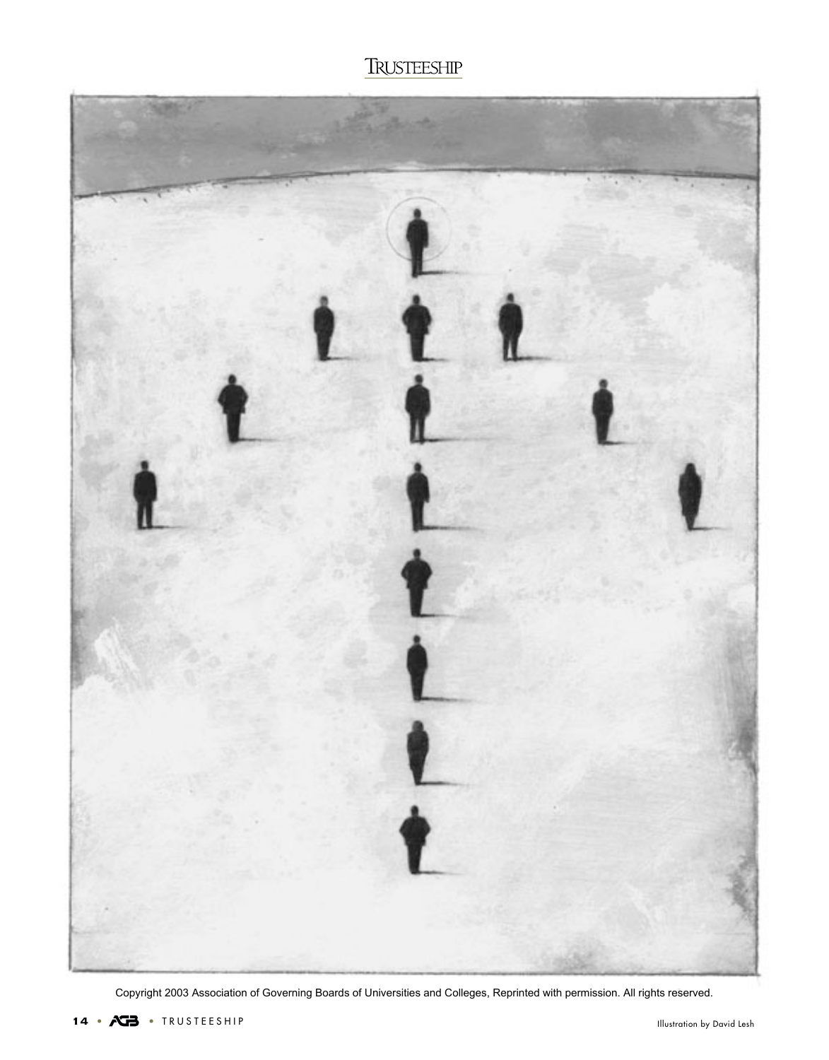Copyright 2003 Association of Governing Boards of Universities and Colleges, Reprinted with permission. All rights reserved.

Illustration by David Lesh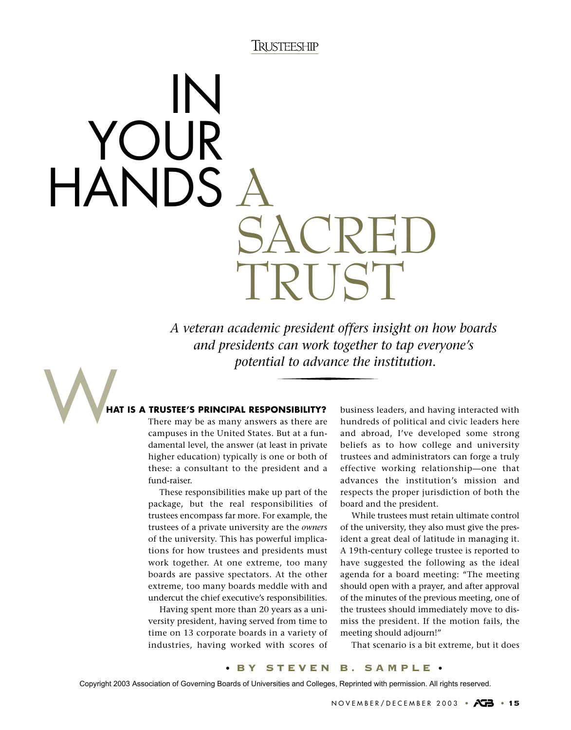# IN YOUR HANDS A SACRED TRUST

*A veteran academic president offers insight on how boards and presidents can work together to tap everyone's potential to advance the institution.*

**• BY STEVEN B. SAMPLE •**

**WHAT IS A TRUSTEE'S PRINCIPAL RESPONSIBILITY?** There may be as many answers as there are campuses in the United States. But at a fundamental level, the answer (at least in private higher education) typically is one or both of these: a consultant to the president and a fund-raiser.

These responsibilities make up part of the package, but the real responsibilities of trustees encompass far more. For example, the trustees of a private university are the *owners* of the university. This has powerful implications for how trustees and presidents must work together. At one extreme, too many boards are passive spectators. At the other extreme, too many boards meddle with and undercut the chief executive's responsibilities.

Having spent more than 20 years as a university president, having served from time to time on 13 corporate boards in a variety of industries, having worked with scores of business leaders, and having interacted with hundreds of political and civic leaders here and abroad, I've developed some strong beliefs as to how college and university trustees and administrators can forge a truly effective working relationship—one that advances the institution's mission and respects the proper jurisdiction of both the board and the president.

While trustees must retain ultimate control of the university, they also must give the president a great deal of latitude in managing it. A 19th-century college trustee is reported to have suggested the following as the ideal agenda for a board meeting: "The meeting should open with a prayer, and after approval of the minutes of the previous meeting, one of the trustees should immediately move to dismiss the president. If the motion fails, the meeting should adjourn!"

That scenario is a bit extreme, but it does

Copyright 2003 Association of Governing Boards of Universities and Colleges, Reprinted with permission. All rights reserved.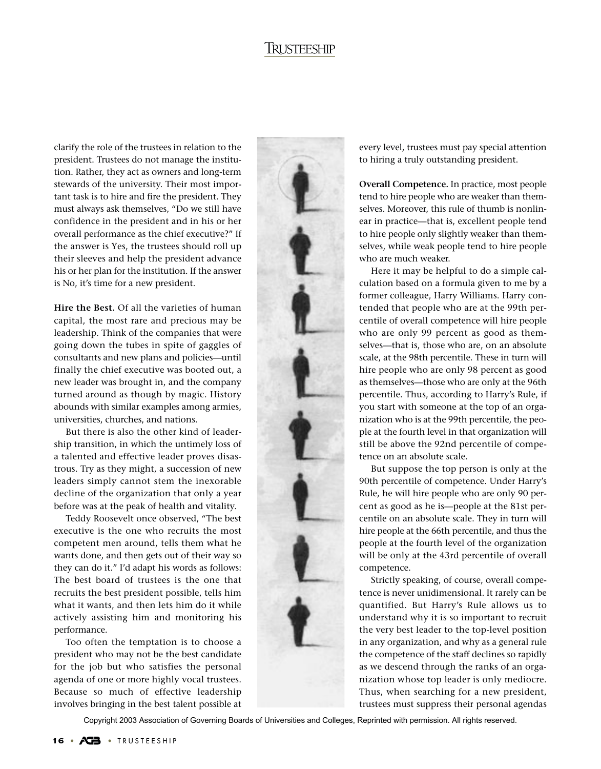clarify the role of the trustees in relation to the president. Trustees do not manage the institution. Rather, they act as owners and long-term stewards of the university. Their most important task is to hire and fire the president. They must always ask themselves, "Do we still have confidence in the president and in his or her overall performance as the chief executive?" If the answer is Yes, the trustees should roll up their sleeves and help the president advance his or her plan for the institution. If the answer is No, it's time for a new president.

**Hire the Best.** Of all the varieties of human capital, the most rare and precious may be leadership. Think of the companies that were going down the tubes in spite of gaggles of consultants and new plans and policies—until finally the chief executive was booted out, a new leader was brought in, and the company turned around as though by magic. History abounds with similar examples among armies, universities, churches, and nations.

But there is also the other kind of leadership transition, in which the untimely loss of a talented and effective leader proves disastrous. Try as they might, a succession of new leaders simply cannot stem the inexorable decline of the organization that only a year before was at the peak of health and vitality.

Teddy Roosevelt once observed, "The best executive is the one who recruits the most competent men around, tells them what he wants done, and then gets out of their way so they can do it." I'd adapt his words as follows: The best board of trustees is the one that recruits the best president possible, tells him what it wants, and then lets him do it while actively assisting him and monitoring his performance.

Too often the temptation is to choose a president who may not be the best candidate for the job but who satisfies the personal agenda of one or more highly vocal trustees. Because so much of effective leadership involves bringing in the best talent possible at every level, trustees must pay special attention to hiring a truly outstanding president.

**Overall Competence.** In practice, most people tend to hire people who are weaker than themselves. Moreover, this rule of thumb is nonlinear in practice—that is, excellent people tend to hire people only slightly weaker than themselves, while weak people tend to hire people who are much weaker.

Here it may be helpful to do a simple calculation based on a formula given to me by a former colleague, Harry Williams. Harry contended that people who are at the 99th percentile of overall competence will hire people who are only 99 percent as good as themselves—that is, those who are, on an absolute scale, at the 98th percentile. These in turn will hire people who are only 98 percent as good as themselves—those who are only at the 96th percentile. Thus, according to Harry's Rule, if you start with someone at the top of an organization who is at the 99th percentile, the people at the fourth level in that organization will still be above the 92nd percentile of competence on an absolute scale.

But suppose the top person is only at the 90th percentile of competence. Under Harry's Rule, he will hire people who are only 90 percent as good as he is—people at the 81st percentile on an absolute scale. They in turn will hire people at the 66th percentile, and thus the people at the fourth level of the organization will be only at the 43rd percentile of overall competence.

Strictly speaking, of course, overall competence is never unidimensional. It rarely can be quantified. But Harry's Rule allows us to understand why it is so important to recruit the very best leader to the top-level position in any organization, and why as a general rule the competence of the staff declines so rapidly as we descend through the ranks of an organization whose top leader is only mediocre. Thus, when searching for a new president, trustees must suppress their personal agendas

Copyright 2003 Association of Governing Boards of Universities and Colleges, Reprinted with permission. All rights reserved.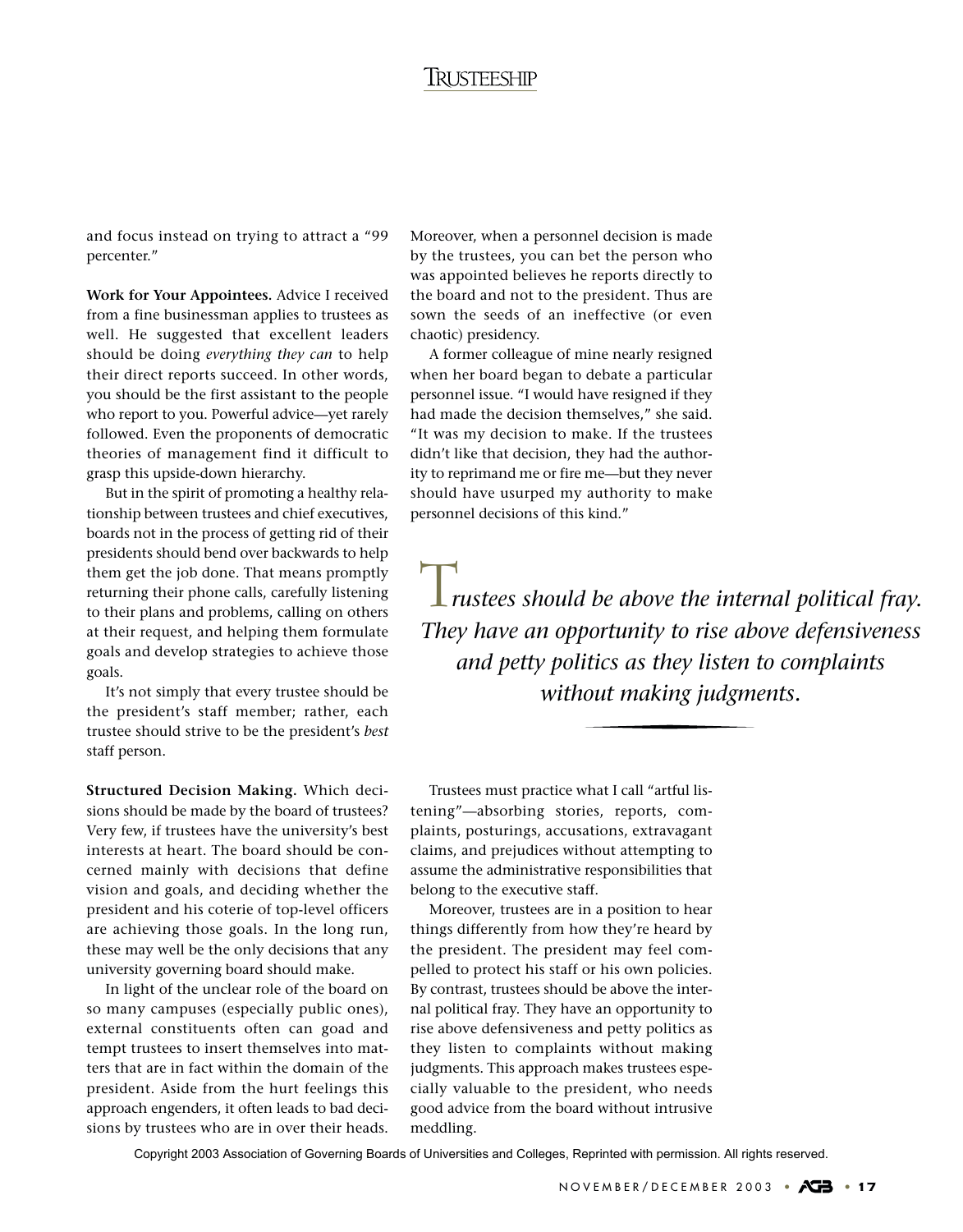and focus instead on trying to attract a "99 percenter."

**Work for Your Appointees.** Advice I received from a fine businessman applies to trustees as well. He suggested that excellent leaders should be doing *everything they can* to help their direct reports succeed. In other words, you should be the first assistant to the people who report to you. Powerful advice—yet rarely followed. Even the proponents of democratic theories of management find it difficult to grasp this upside-down hierarchy.

But in the spirit of promoting a healthy relationship between trustees and chief executives, boards not in the process of getting rid of their presidents should bend over backwards to help them get the job done. That means promptly returning their phone calls, carefully listening to their plans and problems, calling on others at their request, and helping them formulate goals and develop strategies to achieve those goals.

It's not simply that every trustee should be the president's staff member; rather, each trustee should strive to be the president's *best* staff person.

**Structured Decision Making.** Which decisions should be made by the board of trustees? Very few, if trustees have the university's best interests at heart. The board should be concerned mainly with decisions that define vision and goals, and deciding whether the president and his coterie of top-level officers are achieving those goals. In the long run, these may well be the only decisions that any university governing board should make.

In light of the unclear role of the board on so many campuses (especially public ones), external constituents often can goad and tempt trustees to insert themselves into matters that are in fact within the domain of the president. Aside from the hurt feelings this approach engenders, it often leads to bad decisions by trustees who are in over their heads. Moreover, when a personnel decision is made by the trustees, you can bet the person who was appointed believes he reports directly to the board and not to the president. Thus are sown the seeds of an ineffective (or even chaotic) presidency.

A former colleague of mine nearly resigned when her board began to debate a particular personnel issue. "I would have resigned if they had made the decision themselves," she said. "It was my decision to make. If the trustees didn't like that decision, they had the authority to reprimand me or fire me—but they never should have usurped my authority to make personnel decisions of this kind."

*Trustees should be above the internal political fray. They have an opportunity to rise above defensiveness and petty politics as they listen to complaints without making judgments.*

Trustees must practice what I call "artful listening"—absorbing stories, reports, complaints, posturings, accusations, extravagant claims, and prejudices without attempting to assume the administrative responsibilities that belong to the executive staff.

Moreover, trustees are in a position to hear things differently from how they're heard by the president. The president may feel compelled to protect his staff or his own policies. By contrast, trustees should be above the internal political fray. They have an opportunity to rise above defensiveness and petty politics as they listen to complaints without making judgments. This approach makes trustees especially valuable to the president, who needs good advice from the board without intrusive meddling.

Copyright 2003 Association of Governing Boards of Universities and Colleges, Reprinted with permission. All rights reserved.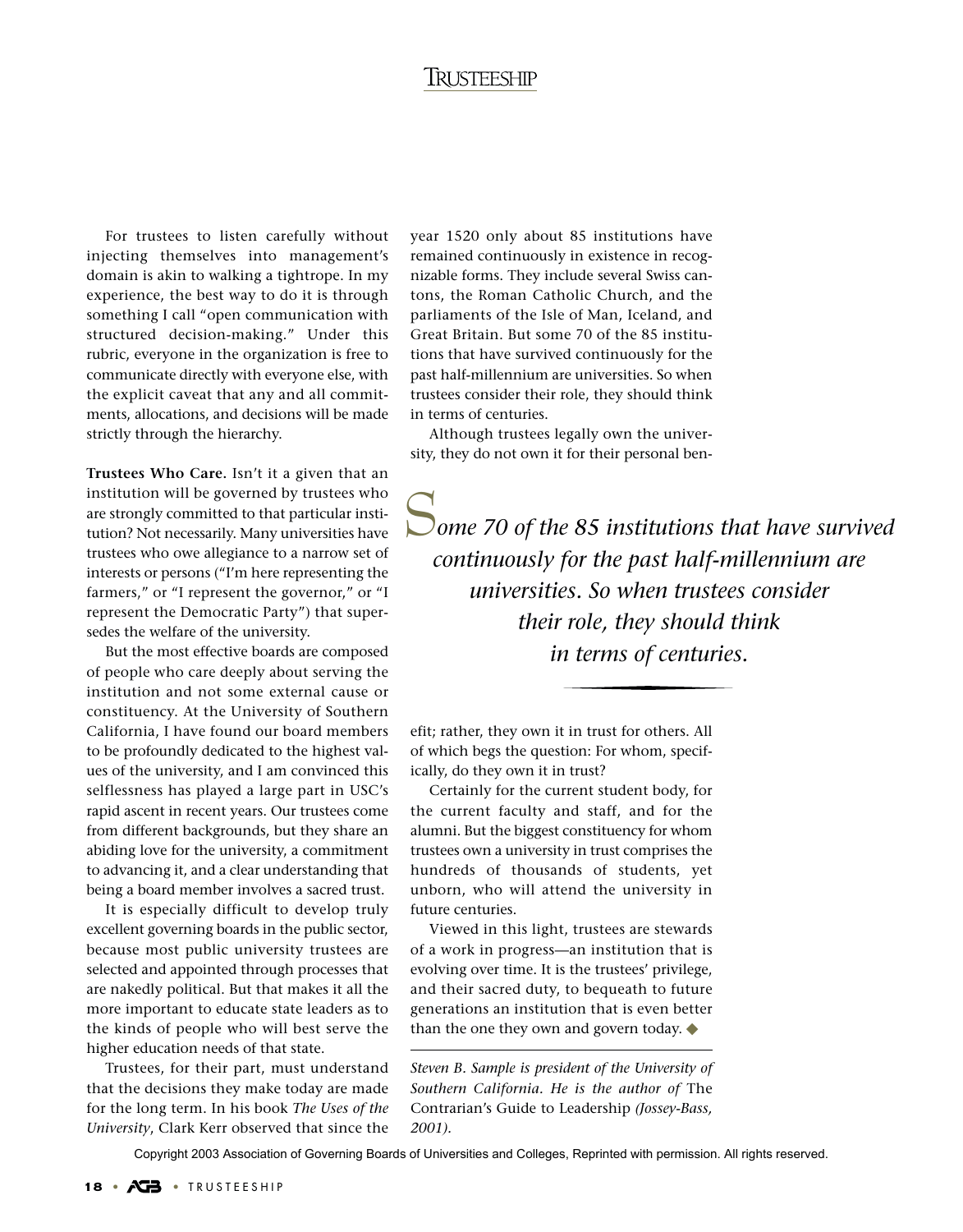For trustees to listen carefully without injecting themselves into management's domain is akin to walking a tightrope. In my experience, the best way to do it is through something I call "open communication with structured decision-making." Under this rubric, everyone in the organization is free to communicate directly with everyone else, with the explicit caveat that any and all commitments, allocations, and decisions will be made strictly through the hierarchy.

**Trustees Who Care.** Isn't it a given that an institution will be governed by trustees who are strongly committed to that particular institution? Not necessarily. Many universities have trustees who owe allegiance to a narrow set of interests or persons ("I'm here representing the farmers," or "I represent the governor," or "I represent the Democratic Party") that supersedes the welfare of the university.

But the most effective boards are composed of people who care deeply about serving the institution and not some external cause or constituency. At the University of Southern California, I have found our board members to be profoundly dedicated to the highest values of the university, and I am convinced this selflessness has played a large part in USC's rapid ascent in recent years. Our trustees come from different backgrounds, but they share an abiding love for the university, a commitment to advancing it, and a clear understanding that being a board member involves a sacred trust.

It is especially difficult to develop truly excellent governing boards in the public sector, because most public university trustees are selected and appointed through processes that are nakedly political. But that makes it all the more important to educate state leaders as to the kinds of people who will best serve the higher education needs of that state.

Trustees, for their part, must understand that the decisions they make today are made for the long term. In his book *The Uses of the University*, Clark Kerr observed that since the year 1520 only about 85 institutions have remained continuously in existence in recognizable forms. They include several Swiss cantons, the Roman Catholic Church, and the parliaments of the Isle of Man, Iceland, and Great Britain. But some 70 of the 85 institutions that have survived continuously for the past half-millennium are universities. So when trustees consider their role, they should think in terms of centuries.

Although trustees legally own the university, they do not own it for their personal benefit; rather, they own it in trust for others. All of which begs the question: For whom, specifically, do they own it in trust?

> *Some 70 of the 85 institutions that have survived continuously for the past half-millennium are universities. So when trustees consider their role, they should think in terms of centuries.*

Certainly for the current student body, for the current faculty and staff, and for the alumni. But the biggest constituency for whom trustees own a university in trust comprises the hundreds of thousands of students, yet unborn, who will attend the university in future centuries.

Viewed in this light, trustees are stewards of a work in progress—an institution that is evolving over time. It is the trustees' privilege, and their sacred duty, to bequeath to future generations an institution that is even better than the one they own and govern today. ◆

---

*Steven B. Sample is president of the University of Southern California. He is the author of* The Contrarian's Guide to Leadership *(Jossey-Bass, 2001).*

Copyright 2003 Association of Governing Boards of Universities and Colleges, Reprinted with permission. All rights reserved.